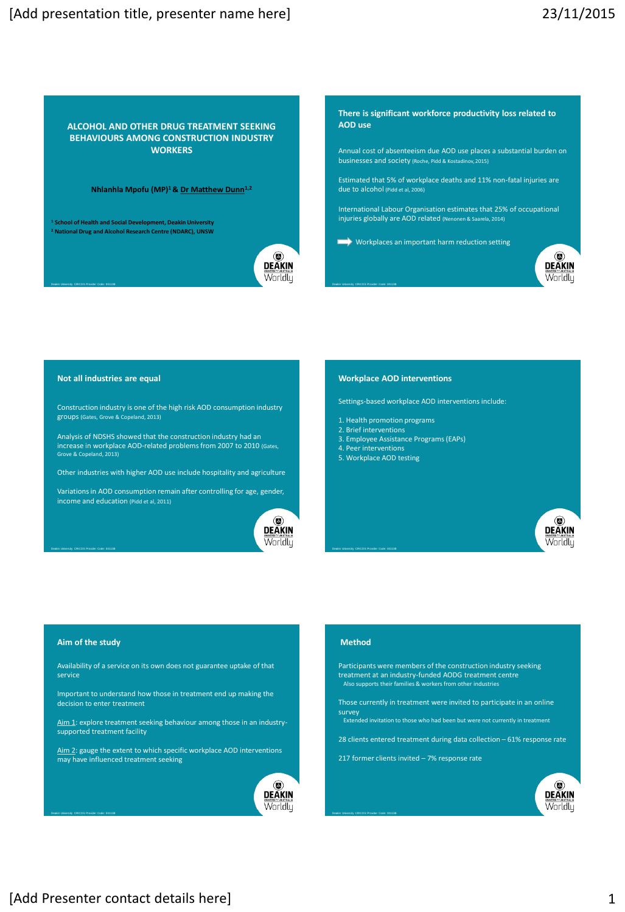# ALCOHOL AND OTHER DRUG TREATMENT SEEKING BEHAVIOURS AMONG CONSTRUCTION INDUSTRY WORKERS

**Nhlanhla Mpofu (MP)[1] & Dr Matthew Dunn[1,2]**

[1] School of Health and Social Development, Deakin University
[2] National Drug and Alcohol Research Centre (NDARC), UNSW

## There is significant workforce productivity loss related to AOD use

Annual cost of absenteeism due AOD use places a substantial burden on businesses and society (Roche, Pidd & Kostadinov, 2015)

Estimated that 5% of workplace deaths and 11% non-fatal injuries are due to alcohol (Pidd et al, 2006)

International Labour Organisation estimates that 25% of occupational injuries globally are AOD related (Nenonen & Saarela, 2014)

➡ Workplaces an important harm reduction setting

## Not all industries are equal

Construction industry is one of the high risk AOD consumption industry groups (Gates, Grove & Copeland, 2013)

Analysis of NDSHS showed that the construction industry had an increase in workplace AOD-related problems from 2007 to 2010 (Gates, Grove & Copeland, 2013)

Other industries with higher AOD use include hospitality and agriculture

Variations in AOD consumption remain after controlling for age, gender, income and education (Pidd et al, 2011)

## Workplace AOD interventions

Settings-based workplace AOD interventions include:

1. Health promotion programs
2. Brief interventions
3. Employee Assistance Programs (EAPs)
4. Peer interventions
5. Workplace AOD testing

## Aim of the study

Availability of a service on its own does not guarantee uptake of that service

Important to understand how those in treatment end up making the decision to enter treatment

Aim 1: explore treatment seeking behaviour among those in an industry-supported treatment facility

Aim 2: gauge the extent to which specific workplace AOD interventions may have influenced treatment seeking

## Method

Participants were members of the construction industry seeking treatment at an industry-funded AODG treatment centre
- Also supports their families & workers from other industries

Those currently in treatment were invited to participate in an online survey
- Extended invitation to those who had been but were not currently in treatment

28 clients entered treatment during data collection – 61% response rate

217 former clients invited – 7% response rate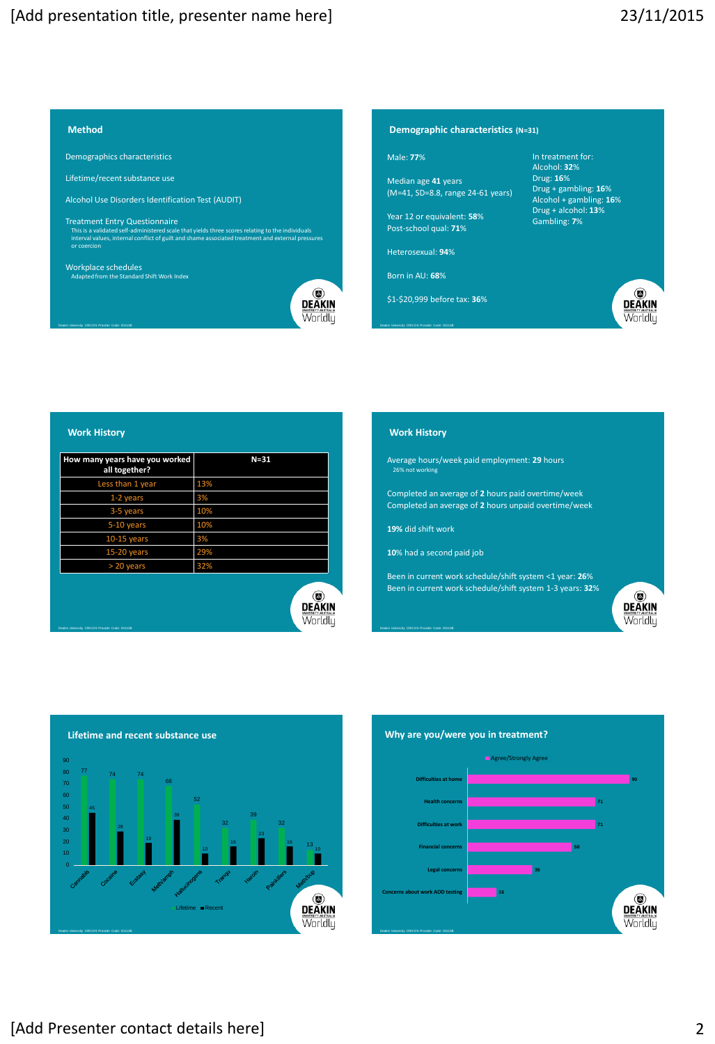## Method

Demographics characteristics

Lifetime/recent substance use

Alcohol Use Disorders Identification Test (AUDIT)

Treatment Entry Questionnaire
This is a validated self-administered scale that yields three scores relating to the individuals interval values, internal conflict of guilt and shame associated treatment and external pressures or coercion

Workplace schedules
Adapted from the Standard Shift Work Index

## Demographic characteristics (N=31)

Male: **77%**

Median age **41** years
(M=41, SD=8.8, range 24-61 years)

Year 12 or equivalent: **58%**
Post-school qual: **71%**

Heterosexual: **94%**

Born in AU: **68%**

$1-$20,999 before tax: **36%**

In treatment for:
Alcohol: **32%**
Drug: **16%**
Drug + gambling: **16%**
Alcohol + gambling: **16%**
Drug + alcohol: **13%**
Gambling: **7%**

## Work History

| How many years have you worked all together? | N=31 |
| --- | --- |
| Less than 1 year | 13% |
| 1-2 years | 3% |
| 3-5 years | 10% |
| 5-10 years | 10% |
| 10-15 years | 3% |
| 15-20 years | 29% |
| > 20 years | 32% |

## Work History

Average hours/week paid employment: **29** hours
26% not working

Completed an average of **2** hours paid overtime/week
Completed an average of **2** hours unpaid overtime/week

**19%** did shift work

**10%** had a second paid job

Been in current work schedule/shift system <1 year: **26%**
Been in current work schedule/shift system 1-3 years: **32%**

## Lifetime and recent substance use

| Substance | Lifetime | Recent |
| --- | --- | --- |
| Cannabis | 77 | 45 |
| Cocaine | 74 | 29 |
| Ecstasy | 74 | 19 |
| Methamph | 68 | 39 |
| Hallucinogens | 52 | 10 |
| Tranqu | 32 | 16 |
| Heroin | 39 | 23 |
| Painkillers | 32 | 16 |
| Methbup | 13 | 10 |

## Why are you/were you in treatment?

| Reason | Agree/Strongly Agree |
| --- | --- |
| Difficulties at home | 90 |
| Health concerns | 71 |
| Difficulties at work | 71 |
| Financial concerns | 58 |
| Legal concerns | 36 |
| Concerns about work AOD testing | 16 |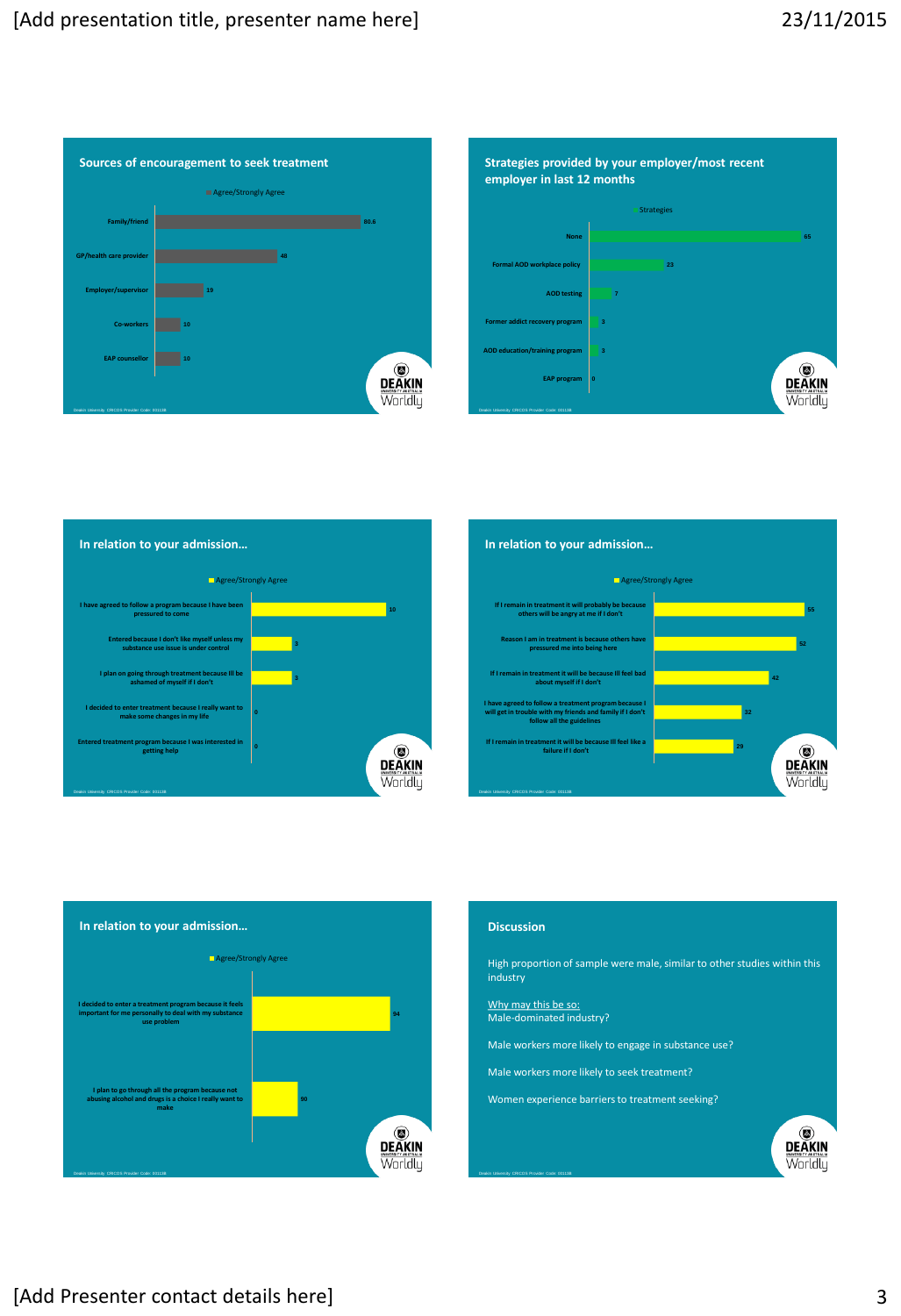## Sources of encouragement to seek treatment

| | Agree/Strongly Agree |
|---|---|
| Family/friend | 80.6 |
| GP/health care provider | 48 |
| Employer/supervisor | 19 |
| Co-workers | 10 |
| EAP counsellor | 10 |

## Strategies provided by your employer/most recent employer in last 12 months

| | Strategies |
|---|---|
| None | 65 |
| Formal AOD workplace policy | 23 |
| AOD testing | 7 |
| Former addict recovery program | 3 |
| AOD education/training program | 3 |
| EAP program | 0 |

## In relation to your admission…

| | Agree/Strongly Agree |
|---|---|
| I have agreed to follow a program because I have been pressured to come | 10 |
| Entered because I don't like myself unless my substance use issue is under control | 3 |
| I plan on going through treatment because Ill be ashamed of myself if I don't | 3 |
| I decided to enter treatment because I really want to make some changes in my life | 0 |
| Entered treatment program because I was interested in getting help | 0 |

## In relation to your admission…

| | Agree/Strongly Agree |
|---|---|
| If I remain in treatment it will probably be because others will be angry at me if I don't | 55 |
| Reason I am in treatment is because others have pressured me into being here | 52 |
| If I remain in treatment it will be because Ill feel bad about myself if I don't | 42 |
| I have agreed to follow a treatment program because I will get in trouble with my friends and family if I don't follow all the guidelines | 32 |
| If I remain in treatment it will be because Ill feel like a failure if I don't | 29 |

## In relation to your admission…

| | Agree/Strongly Agree |
|---|---|
| I decided to enter a treatment program because it feels important for me personally to deal with my substance use problem | 94 |
| I plan to go through all the program because not abusing alcohol and drugs is a choice I really want to make | 90 |

## Discussion

High proportion of sample were male, similar to other studies within this industry

Why may this be so:
Male-dominated industry?

Male workers more likely to engage in substance use?

Male workers more likely to seek treatment?

Women experience barriers to treatment seeking?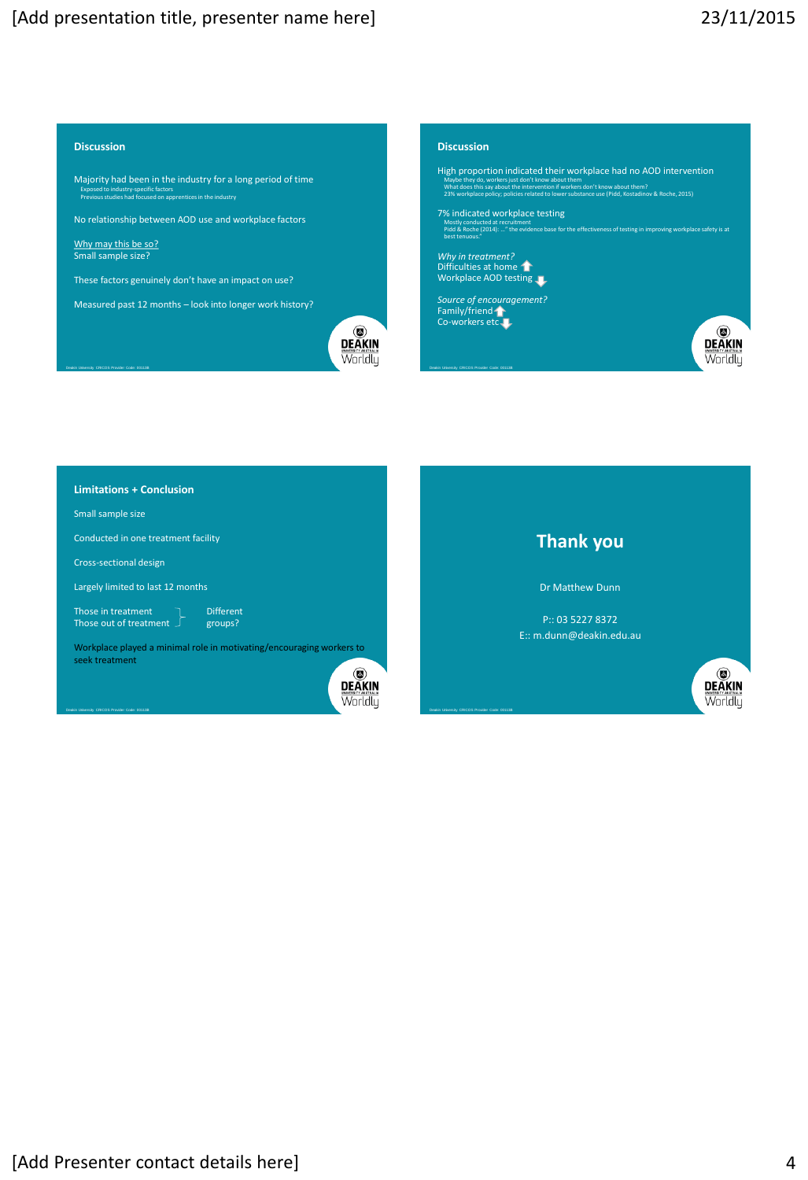## Discussion

Majority had been in the industry for a long period of time

- Exposed to industry-specific factors
- Previous studies had focused on apprentices in the industry

No relationship between AOD use and workplace factors

Why may this be so?
Small sample size?

These factors genuinely don't have an impact on use?

Measured past 12 months – look into longer work history?

## Discussion

High proportion indicated their workplace had no AOD intervention

- Maybe they do, workers just don't know about them
- What does this say about the intervention if workers don't know about them?
- 23% workplace policy; policies related to lower substance use (Pidd, Kostadinov & Roche, 2015)

7% indicated workplace testing

- Mostly conducted at recruitment
- Pidd & Roche (2014): …" the evidence base for the effectiveness of testing in improving workplace safety is at best tenuous."

*Why in treatment?*
Difficulties at home ↑
Workplace AOD testing ↓

*Source of encouragement?*
Family/friend ↑
Co-workers etc ↓

## Limitations + Conclusion

Small sample size

Conducted in one treatment facility

Cross-sectional design

Largely limited to last 12 months

Those in treatment
Those out of treatment } Different groups?

Workplace played a minimal role in motivating/encouraging workers to seek treatment

## Thank you

Dr Matthew Dunn

P:: 03 5227 8372
E:: m.dunn@deakin.edu.au